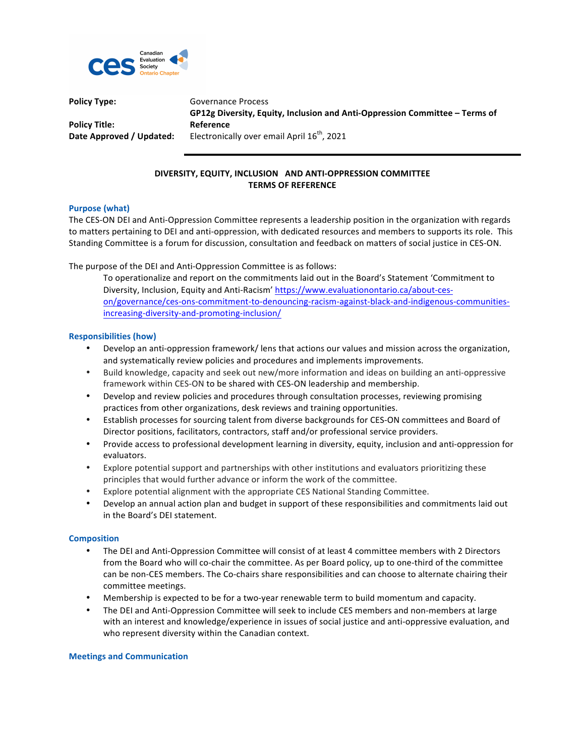| | |
|---|---|
| **Policy Type:** | Governance Process |
| **Policy Title:** | **GP12g Diversity, Equity, Inclusion and Anti-Oppression Committee – Terms of Reference** |
| **Date Approved / Updated:** | Electronically over email April 16th, 2021 |

## DIVERSITY, EQUITY, INCLUSION AND ANTI-OPPRESSION COMMITTEE TERMS OF REFERENCE

### Purpose (what)

The CES-ON DEI and Anti-Oppression Committee represents a leadership position in the organization with regards to matters pertaining to DEI and anti-oppression, with dedicated resources and members to supports its role. This Standing Committee is a forum for discussion, consultation and feedback on matters of social justice in CES-ON.

The purpose of the DEI and Anti-Oppression Committee is as follows:

> To operationalize and report on the commitments laid out in the Board's Statement 'Commitment to Diversity, Inclusion, Equity and Anti-Racism' https://www.evaluationontario.ca/about-ces-on/governance/ces-ons-commitment-to-denouncing-racism-against-black-and-indigenous-communities-increasing-diversity-and-promoting-inclusion/

### Responsibilities (how)

- Develop an anti-oppression framework/ lens that actions our values and mission across the organization, and systematically review policies and procedures and implements improvements.
- Build knowledge, capacity and seek out new/more information and ideas on building an anti-oppressive framework within CES-ON to be shared with CES-ON leadership and membership.
- Develop and review policies and procedures through consultation processes, reviewing promising practices from other organizations, desk reviews and training opportunities.
- Establish processes for sourcing talent from diverse backgrounds for CES-ON committees and Board of Director positions, facilitators, contractors, staff and/or professional service providers.
- Provide access to professional development learning in diversity, equity, inclusion and anti-oppression for evaluators.
- Explore potential support and partnerships with other institutions and evaluators prioritizing these principles that would further advance or inform the work of the committee.
- Explore potential alignment with the appropriate CES National Standing Committee.
- Develop an annual action plan and budget in support of these responsibilities and commitments laid out in the Board's DEI statement.

### Composition

- The DEI and Anti-Oppression Committee will consist of at least 4 committee members with 2 Directors from the Board who will co-chair the committee. As per Board policy, up to one-third of the committee can be non-CES members. The Co-chairs share responsibilities and can choose to alternate chairing their committee meetings.
- Membership is expected to be for a two-year renewable term to build momentum and capacity.
- The DEI and Anti-Oppression Committee will seek to include CES members and non-members at large with an interest and knowledge/experience in issues of social justice and anti-oppressive evaluation, and who represent diversity within the Canadian context.

### Meetings and Communication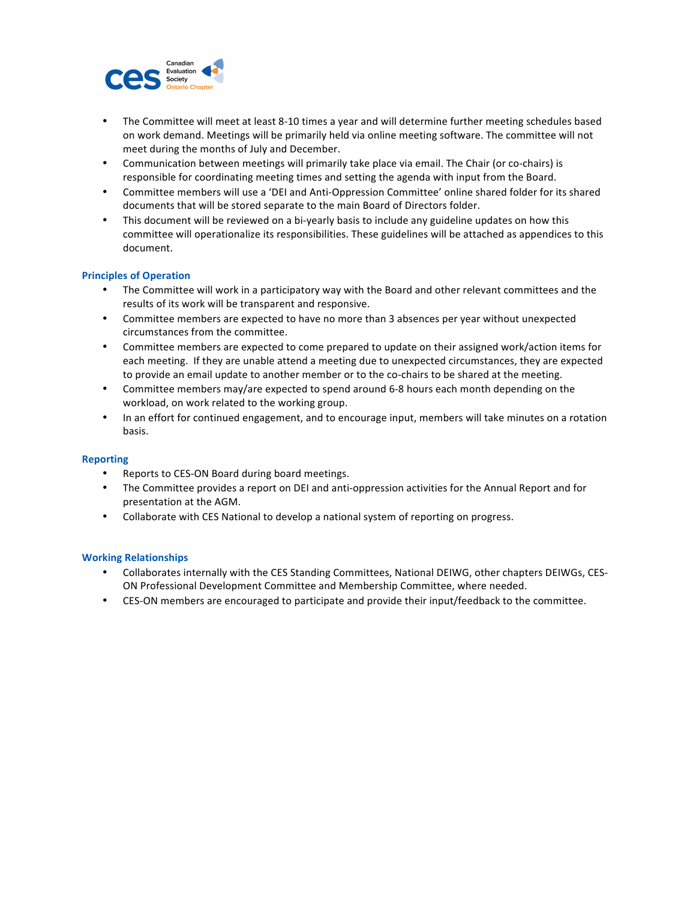- The Committee will meet at least 8-10 times a year and will determine further meeting schedules based on work demand. Meetings will be primarily held via online meeting software. The committee will not meet during the months of July and December.
- Communication between meetings will primarily take place via email. The Chair (or co-chairs) is responsible for coordinating meeting times and setting the agenda with input from the Board.
- Committee members will use a 'DEI and Anti-Oppression Committee' online shared folder for its shared documents that will be stored separate to the main Board of Directors folder.
- This document will be reviewed on a bi-yearly basis to include any guideline updates on how this committee will operationalize its responsibilities. These guidelines will be attached as appendices to this document.

### Principles of Operation

- The Committee will work in a participatory way with the Board and other relevant committees and the results of its work will be transparent and responsive.
- Committee members are expected to have no more than 3 absences per year without unexpected circumstances from the committee.
- Committee members are expected to come prepared to update on their assigned work/action items for each meeting. If they are unable attend a meeting due to unexpected circumstances, they are expected to provide an email update to another member or to the co-chairs to be shared at the meeting.
- Committee members may/are expected to spend around 6-8 hours each month depending on the workload, on work related to the working group.
- In an effort for continued engagement, and to encourage input, members will take minutes on a rotation basis.

### Reporting

- Reports to CES-ON Board during board meetings.
- The Committee provides a report on DEI and anti-oppression activities for the Annual Report and for presentation at the AGM.
- Collaborate with CES National to develop a national system of reporting on progress.

### Working Relationships

- Collaborates internally with the CES Standing Committees, National DEIWG, other chapters DEIWGs, CES-ON Professional Development Committee and Membership Committee, where needed.
- CES-ON members are encouraged to participate and provide their input/feedback to the committee.